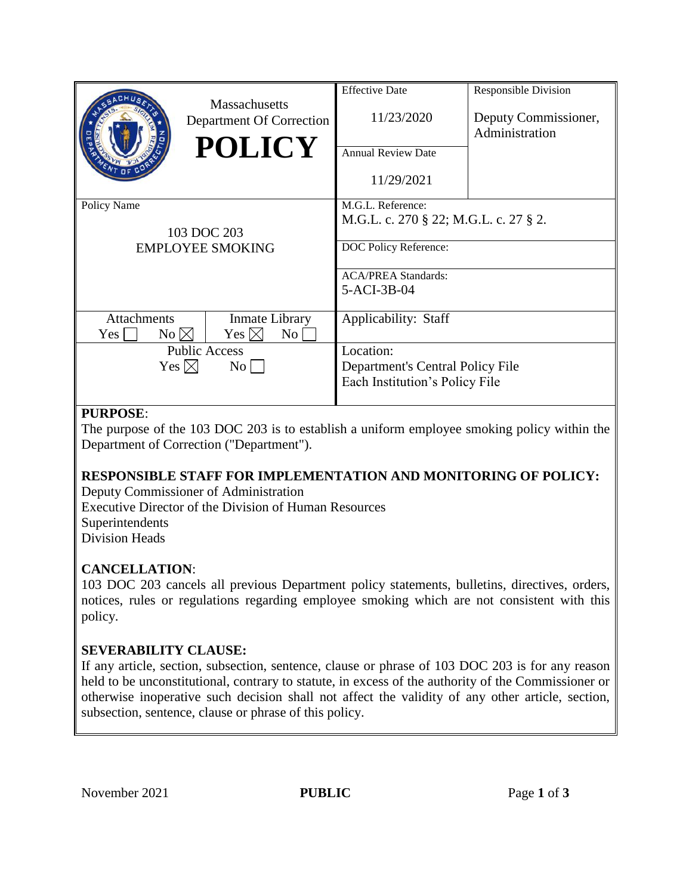| Massachusetts Department Of Correction **POLICY** | | Effective Date<br>11/23/2020 | Responsible Division<br>Deputy Commissioner, Administration |
|---|---|---|---|
| | | Annual Review Date<br>11/29/2021 | |
| Policy Name<br>103 DOC 203<br>EMPLOYEE SMOKING | | M.G.L. Reference:<br>M.G.L. c. 270 § 22; M.G.L. c. 27 § 2. | |
| | | DOC Policy Reference: | |
| | | ACA/PREA Standards:<br>5-ACI-3B-04 | |
| Attachments<br>Yes ☐ No ☒ | Inmate Library<br>Yes ☒ No ☐ | Applicability: Staff | |
| Public Access<br>Yes ☒ No ☐ | | Location:<br>Department's Central Policy File<br>Each Institution's Policy File | |

**PURPOSE**:
The purpose of the 103 DOC 203 is to establish a uniform employee smoking policy within the Department of Correction ("Department").

**RESPONSIBLE STAFF FOR IMPLEMENTATION AND MONITORING OF POLICY:**
Deputy Commissioner of Administration
Executive Director of the Division of Human Resources
Superintendents
Division Heads

**CANCELLATION**:
103 DOC 203 cancels all previous Department policy statements, bulletins, directives, orders, notices, rules or regulations regarding employee smoking which are not consistent with this policy.

**SEVERABILITY CLAUSE:**
If any article, section, subsection, sentence, clause or phrase of 103 DOC 203 is for any reason held to be unconstitutional, contrary to statute, in excess of the authority of the Commissioner or otherwise inoperative such decision shall not affect the validity of any other article, section, subsection, sentence, clause or phrase of this policy.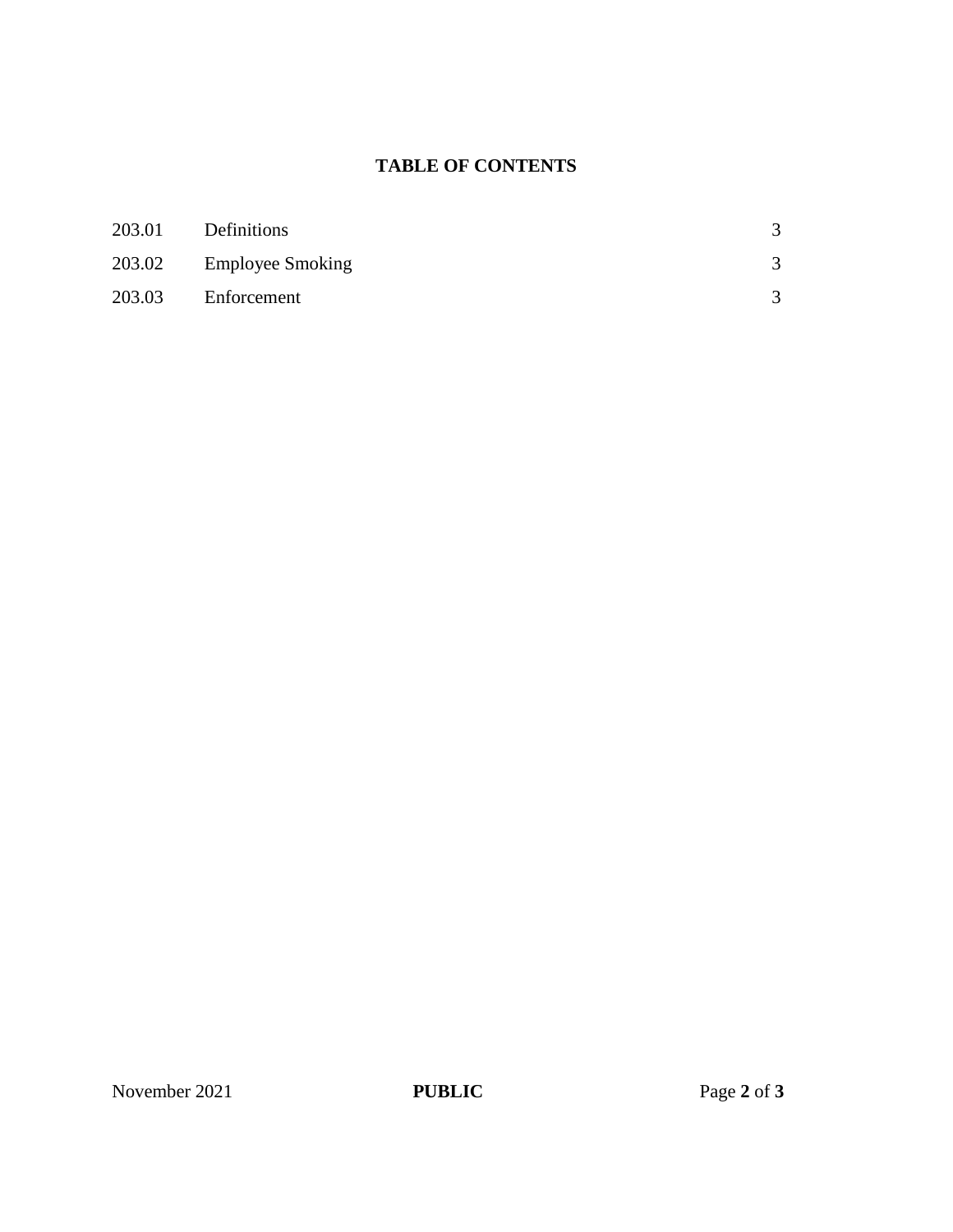**TABLE OF CONTENTS**

| | | |
|---|---|---|
| 203.01 | Definitions | 3 |
| 203.02 | Employee Smoking | 3 |
| 203.03 | Enforcement | 3 |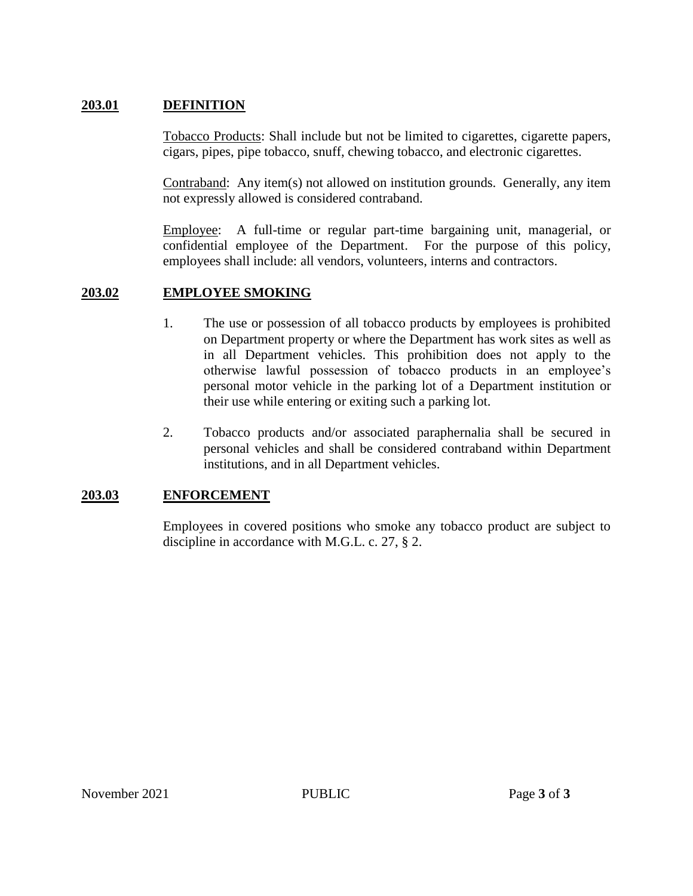## 203.01 DEFINITION

Tobacco Products: Shall include but not be limited to cigarettes, cigarette papers, cigars, pipes, pipe tobacco, snuff, chewing tobacco, and electronic cigarettes.

Contraband: Any item(s) not allowed on institution grounds. Generally, any item not expressly allowed is considered contraband.

Employee: A full-time or regular part-time bargaining unit, managerial, or confidential employee of the Department. For the purpose of this policy, employees shall include: all vendors, volunteers, interns and contractors.

## 203.02 EMPLOYEE SMOKING

1. The use or possession of all tobacco products by employees is prohibited on Department property or where the Department has work sites as well as in all Department vehicles. This prohibition does not apply to the otherwise lawful possession of tobacco products in an employee's personal motor vehicle in the parking lot of a Department institution or their use while entering or exiting such a parking lot.

2. Tobacco products and/or associated paraphernalia shall be secured in personal vehicles and shall be considered contraband within Department institutions, and in all Department vehicles.

## 203.03 ENFORCEMENT

Employees in covered positions who smoke any tobacco product are subject to discipline in accordance with M.G.L. c. 27, § 2.